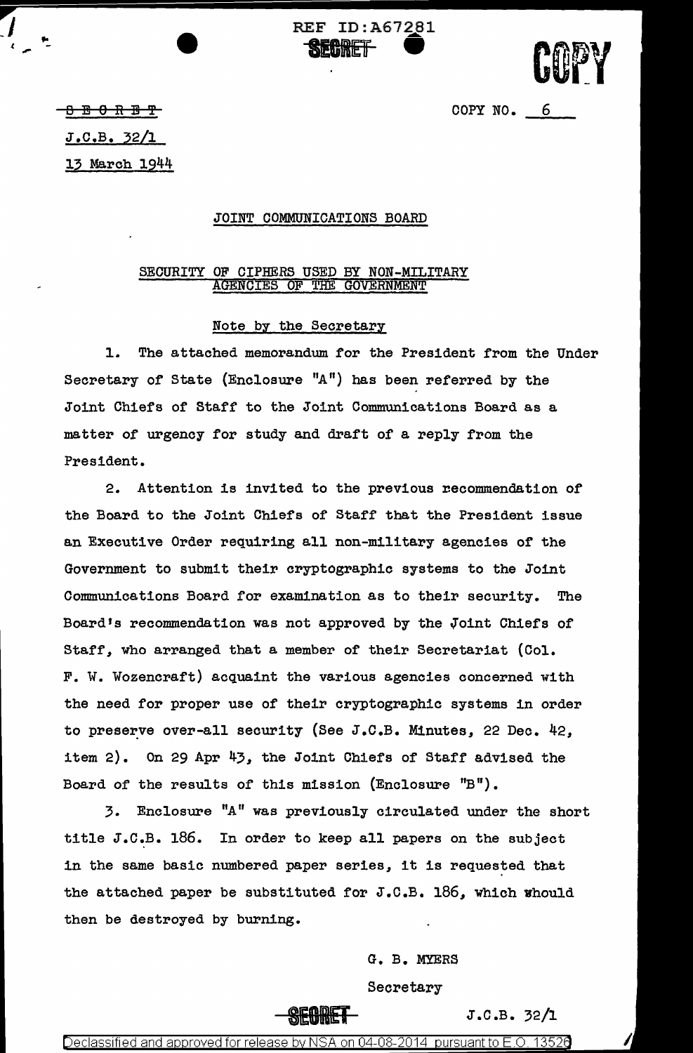REF ID:A67281

SECRET

COPY

~~SECRET~~

COPY NO. 6

J.C.B. 32/1

13 March 1944

JOINT COMMUNICATIONS BOARD

SECURITY OF CIPHERS USED BY NON-MILITARY AGENCIES OF THE GOVERNMENT

Note by the Secretary

1. The attached memorandum for the President from the Under Secretary of State (Enclosure "A") has been referred by the Joint Chiefs of Staff to the Joint Communications Board as a matter of urgency for study and draft of a reply from the President.

2. Attention is invited to the previous recommendation of the Board to the Joint Chiefs of Staff that the President issue an Executive Order requiring all non-military agencies of the Government to submit their cryptographic systems to the Joint Communications Board for examination as to their security. The Board's recommendation was not approved by the Joint Chiefs of Staff, who arranged that a member of their Secretariat (Col. F. W. Wozencraft) acquaint the various agencies concerned with the need for proper use of their cryptographic systems in order to preserve over-all security (See J.C.B. Minutes, 22 Dec. 42, item 2). On 29 Apr 43, the Joint Chiefs of Staff advised the Board of the results of this mission (Enclosure "B").

3. Enclosure "A" was previously circulated under the short title J.C.B. 186. In order to keep all papers on the subject in the same basic numbered paper series, it is requested that the attached paper be substituted for J.C.B. 186, which should then be destroyed by burning.

G. B. MYERS

Secretary

SECRET

J.C.B. 32/1

Declassified and approved for release by NSA on 04-08-2014 pursuant to E.O. 13526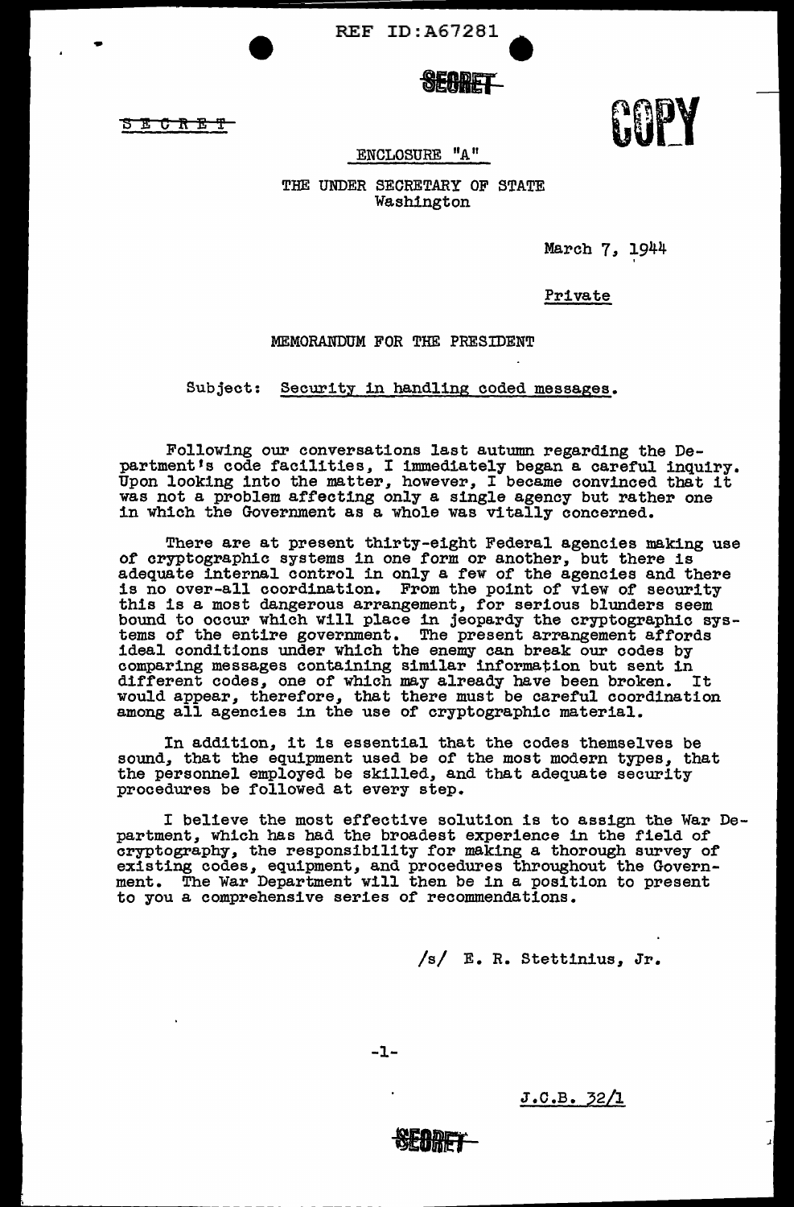SECRET

COPY

ENCLOSURE "A"

THE UNDER SECRETARY OF STATE
Washington

March 7, 1944

Private

MEMORANDUM FOR THE PRESIDENT

Subject: Security in handling coded messages.

Following our conversations last autumn regarding the Department's code facilities, I immediately began a careful inquiry. Upon looking into the matter, however, I became convinced that it was not a problem affecting only a single agency but rather one in which the Government as a whole was vitally concerned.

There are at present thirty-eight Federal agencies making use of cryptographic systems in one form or another, but there is adequate internal control in only a few of the agencies and there is no over-all coordination. From the point of view of security this is a most dangerous arrangement, for serious blunders seem bound to occur which will place in jeopardy the cryptographic systems of the entire government. The present arrangement affords ideal conditions under which the enemy can break our codes by comparing messages containing similar information but sent in different codes, one of which may already have been broken. It would appear, therefore, that there must be careful coordination among all agencies in the use of cryptographic material.

In addition, it is essential that the codes themselves be sound, that the equipment used be of the most modern types, that the personnel employed be skilled, and that adequate security procedures be followed at every step.

I believe the most effective solution is to assign the War Department, which has had the broadest experience in the field of cryptography, the responsibility for making a thorough survey of existing codes, equipment, and procedures throughout the Government. The War Department will then be in a position to present to you a comprehensive series of recommendations.

/s/ E. R. Stettinius, Jr.

J.C.B. 32/1

SECRET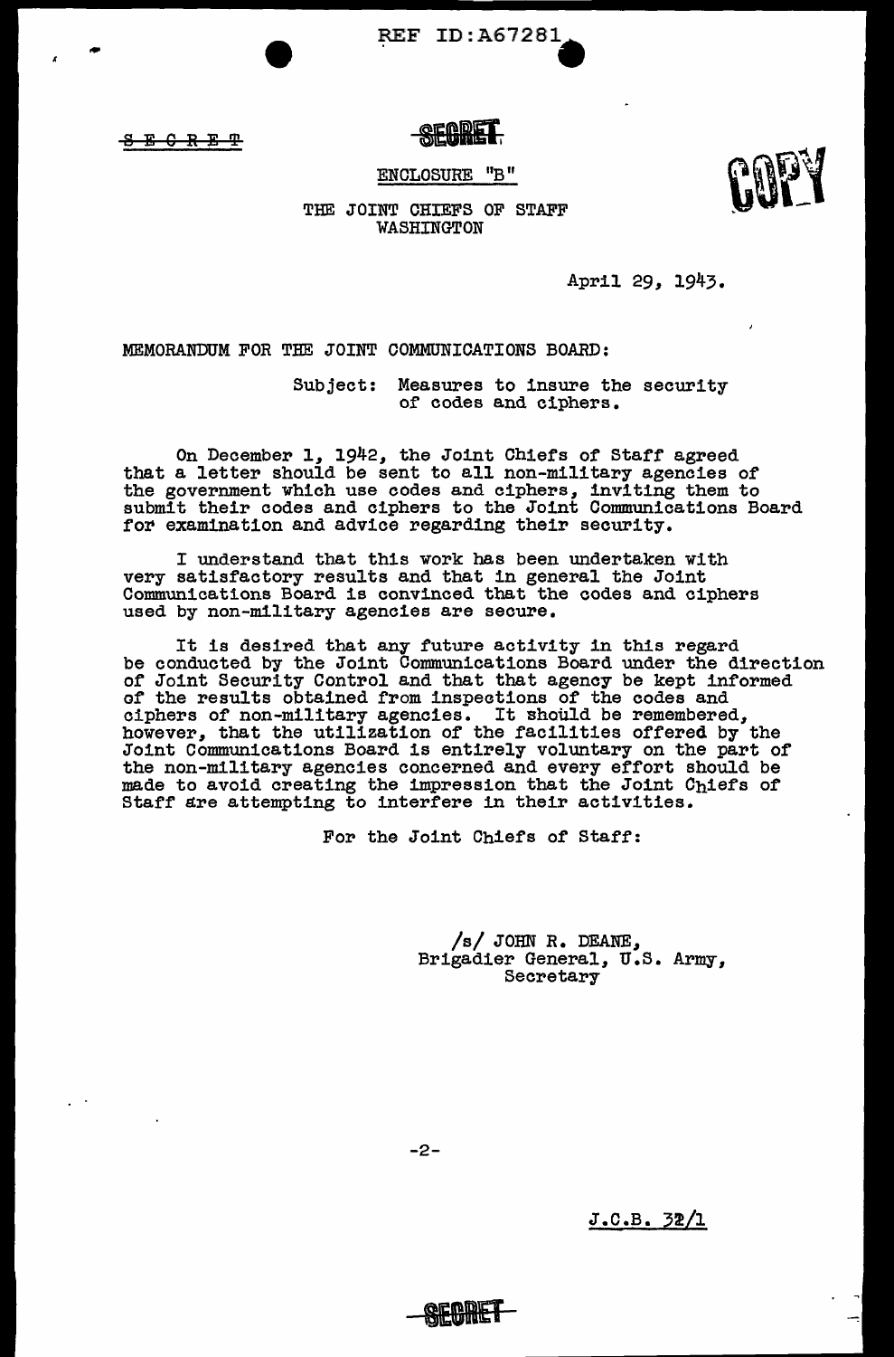REF ID:A67281

~~SECRET~~ SECRET

ENCLOSURE "B"

COPY

THE JOINT CHIEFS OF STAFF
WASHINGTON

April 29, 1943.

MEMORANDUM FOR THE JOINT COMMUNICATIONS BOARD:

Subject: Measures to insure the security of codes and ciphers.

On December 1, 1942, the Joint Chiefs of Staff agreed that a letter should be sent to all non-military agencies of the government which use codes and ciphers, inviting them to submit their codes and ciphers to the Joint Communications Board for examination and advice regarding their security.

I understand that this work has been undertaken with very satisfactory results and that in general the Joint Communications Board is convinced that the codes and ciphers used by non-military agencies are secure.

It is desired that any future activity in this regard be conducted by the Joint Communications Board under the direction of Joint Security Control and that that agency be kept informed of the results obtained from inspections of the codes and ciphers of non-military agencies. It should be remembered, however, that the utilization of the facilities offered by the Joint Communications Board is entirely voluntary on the part of the non-military agencies concerned and every effort should be made to avoid creating the impression that the Joint Chiefs of Staff are attempting to interfere in their activities.

For the Joint Chiefs of Staff:

/s/ JOHN R. DEANE,
Brigadier General, U.S. Army,
Secretary

J.C.B. 32/1

SECRET